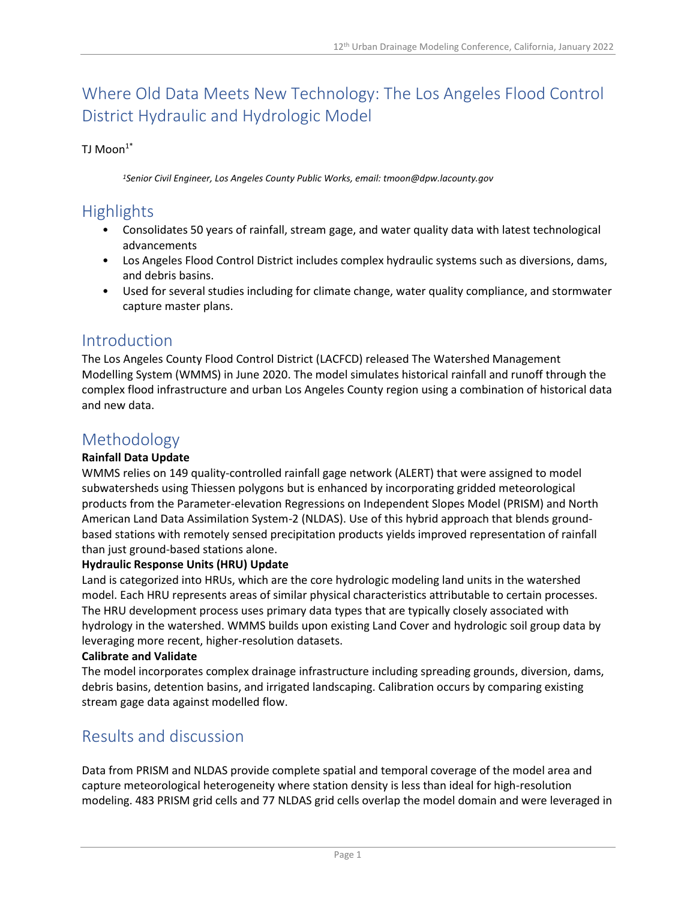# Where Old Data Meets New Technology: The Los Angeles Flood Control District Hydraulic and Hydrologic Model

TJ Moon[1*]

*[1]Senior Civil Engineer, Los Angeles County Public Works, email: tmoon@dpw.lacounty.gov*

## Highlights

- Consolidates 50 years of rainfall, stream gage, and water quality data with latest technological advancements
- Los Angeles Flood Control District includes complex hydraulic systems such as diversions, dams, and debris basins.
- Used for several studies including for climate change, water quality compliance, and stormwater capture master plans.

## Introduction

The Los Angeles County Flood Control District (LACFCD) released The Watershed Management Modelling System (WMMS) in June 2020. The model simulates historical rainfall and runoff through the complex flood infrastructure and urban Los Angeles County region using a combination of historical data and new data.

## Methodology

**Rainfall Data Update**

WMMS relies on 149 quality-controlled rainfall gage network (ALERT) that were assigned to model subwatersheds using Thiessen polygons but is enhanced by incorporating gridded meteorological products from the Parameter-elevation Regressions on Independent Slopes Model (PRISM) and North American Land Data Assimilation System-2 (NLDAS). Use of this hybrid approach that blends ground-based stations with remotely sensed precipitation products yields improved representation of rainfall than just ground-based stations alone.

**Hydraulic Response Units (HRU) Update**

Land is categorized into HRUs, which are the core hydrologic modeling land units in the watershed model. Each HRU represents areas of similar physical characteristics attributable to certain processes. The HRU development process uses primary data types that are typically closely associated with hydrology in the watershed. WMMS builds upon existing Land Cover and hydrologic soil group data by leveraging more recent, higher-resolution datasets.

**Calibrate and Validate**

The model incorporates complex drainage infrastructure including spreading grounds, diversion, dams, debris basins, detention basins, and irrigated landscaping. Calibration occurs by comparing existing stream gage data against modelled flow.

## Results and discussion

Data from PRISM and NLDAS provide complete spatial and temporal coverage of the model area and capture meteorological heterogeneity where station density is less than ideal for high-resolution modeling. 483 PRISM grid cells and 77 NLDAS grid cells overlap the model domain and were leveraged in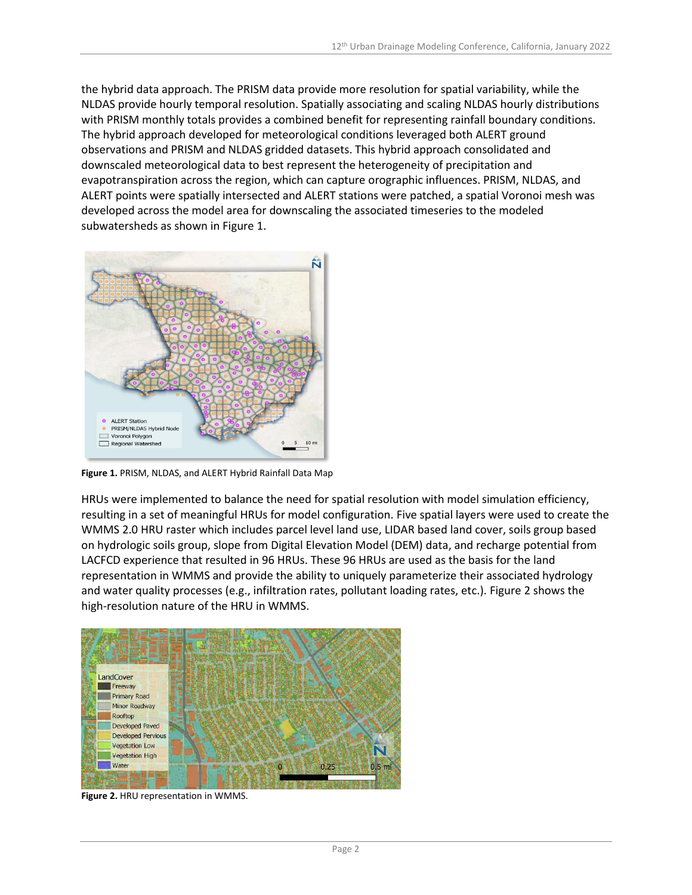the hybrid data approach. The PRISM data provide more resolution for spatial variability, while the NLDAS provide hourly temporal resolution. Spatially associating and scaling NLDAS hourly distributions with PRISM monthly totals provides a combined benefit for representing rainfall boundary conditions. The hybrid approach developed for meteorological conditions leveraged both ALERT ground observations and PRISM and NLDAS gridded datasets. This hybrid approach consolidated and downscaled meteorological data to best represent the heterogeneity of precipitation and evapotranspiration across the region, which can capture orographic influences. PRISM, NLDAS, and ALERT points were spatially intersected and ALERT stations were patched, a spatial Voronoi mesh was developed across the model area for downscaling the associated timeseries to the modeled subwatersheds as shown in Figure 1.

**Figure 1.** PRISM, NLDAS, and ALERT Hybrid Rainfall Data Map

HRUs were implemented to balance the need for spatial resolution with model simulation efficiency, resulting in a set of meaningful HRUs for model configuration. Five spatial layers were used to create the WMMS 2.0 HRU raster which includes parcel level land use, LIDAR based land cover, soils group based on hydrologic soils group, slope from Digital Elevation Model (DEM) data, and recharge potential from LACFCD experience that resulted in 96 HRUs. These 96 HRUs are used as the basis for the land representation in WMMS and provide the ability to uniquely parameterize their associated hydrology and water quality processes (e.g., infiltration rates, pollutant loading rates, etc.). Figure 2 shows the high-resolution nature of the HRU in WMMS.

**Figure 2.** HRU representation in WMMS.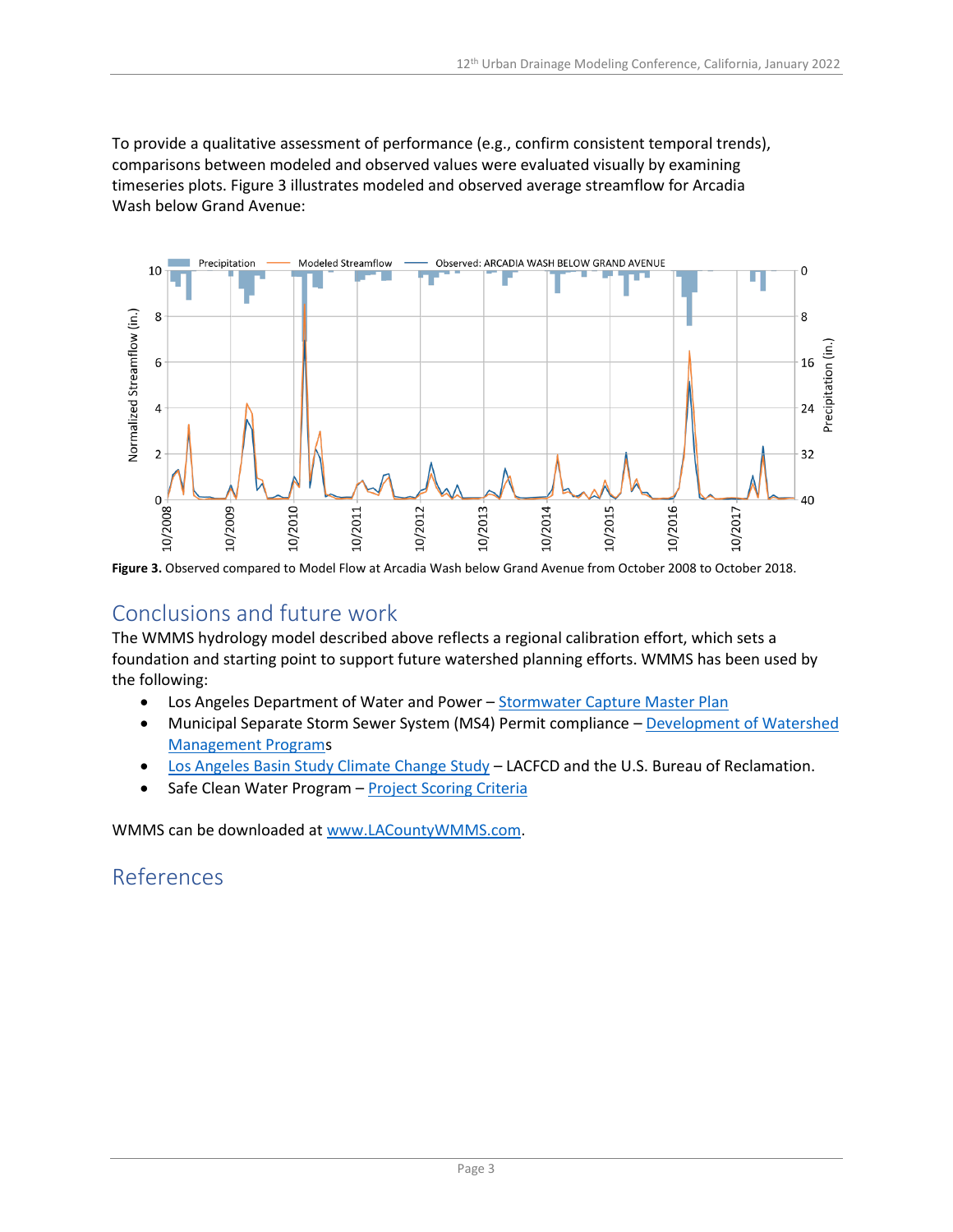To provide a qualitative assessment of performance (e.g., confirm consistent temporal trends), comparisons between modeled and observed values were evaluated visually by examining timeseries plots. Figure 3 illustrates modeled and observed average streamflow for Arcadia Wash below Grand Avenue:

Precipitation
Modeled Streamflow
Observed: ARCADIA WASH BELOW GRAND AVENUE

Normalized Streamflow (in.)
10
8
6
4
2
0

Precipitation (in.)
0
8
16
24
32
40

10/2008
10/2009
10/2010
10/2011
10/2012
10/2013
10/2014
10/2015
10/2016
10/2017

**Figure 3.** Observed compared to Model Flow at Arcadia Wash below Grand Avenue from October 2008 to October 2018.

## Conclusions and future work

The WMMS hydrology model described above reflects a regional calibration effort, which sets a foundation and starting point to support future watershed planning efforts. WMMS has been used by the following:

- Los Angeles Department of Water and Power – Stormwater Capture Master Plan
- Municipal Separate Storm Sewer System (MS4) Permit compliance – Development of Watershed Management Programs
- Los Angeles Basin Study Climate Change Study – LACFCD and the U.S. Bureau of Reclamation.
- Safe Clean Water Program – Project Scoring Criteria

WMMS can be downloaded at www.LACountyWMMS.com.

## References